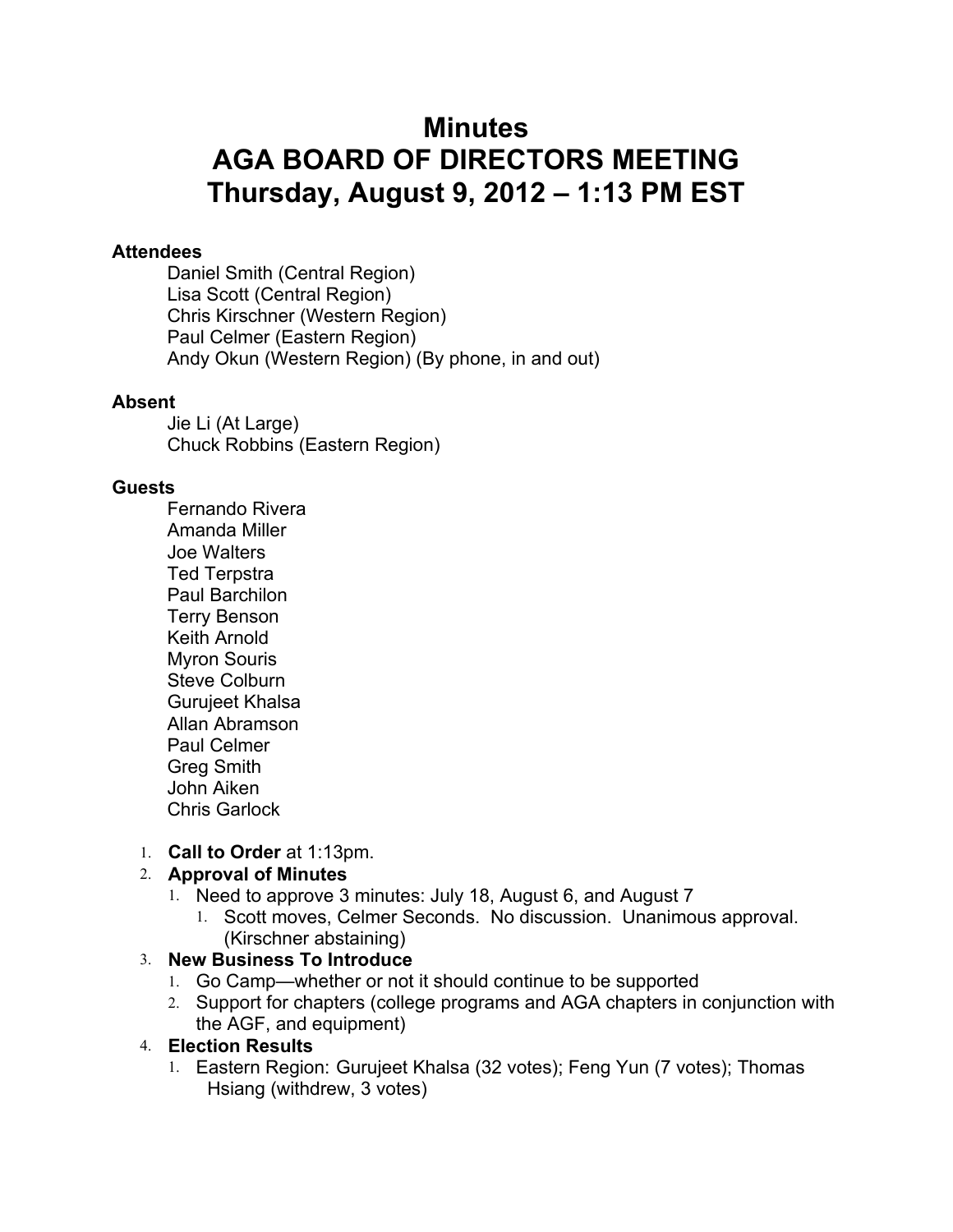# Minutes
# AGA BOARD OF DIRECTORS MEETING
# Thursday, August 9, 2012 – 1:13 PM EST

**Attendees**

Daniel Smith (Central Region)
Lisa Scott (Central Region)
Chris Kirschner (Western Region)
Paul Celmer (Eastern Region)
Andy Okun (Western Region) (By phone, in and out)

**Absent**

Jie Li (At Large)
Chuck Robbins (Eastern Region)

**Guests**

Fernando Rivera
Amanda Miller
Joe Walters
Ted Terpstra
Paul Barchilon
Terry Benson
Keith Arnold
Myron Souris
Steve Colburn
Gurujeet Khalsa
Allan Abramson
Paul Celmer
Greg Smith
John Aiken
Chris Garlock

1. **Call to Order** at 1:13pm.
2. **Approval of Minutes**
   1. Need to approve 3 minutes: July 18, August 6, and August 7
      1. Scott moves, Celmer Seconds. No discussion. Unanimous approval. (Kirschner abstaining)
3. **New Business To Introduce**
   1. Go Camp—whether or not it should continue to be supported
   2. Support for chapters (college programs and AGA chapters in conjunction with the AGF, and equipment)
4. **Election Results**
   1. Eastern Region: Gurujeet Khalsa (32 votes); Feng Yun (7 votes); Thomas Hsiang (withdrew, 3 votes)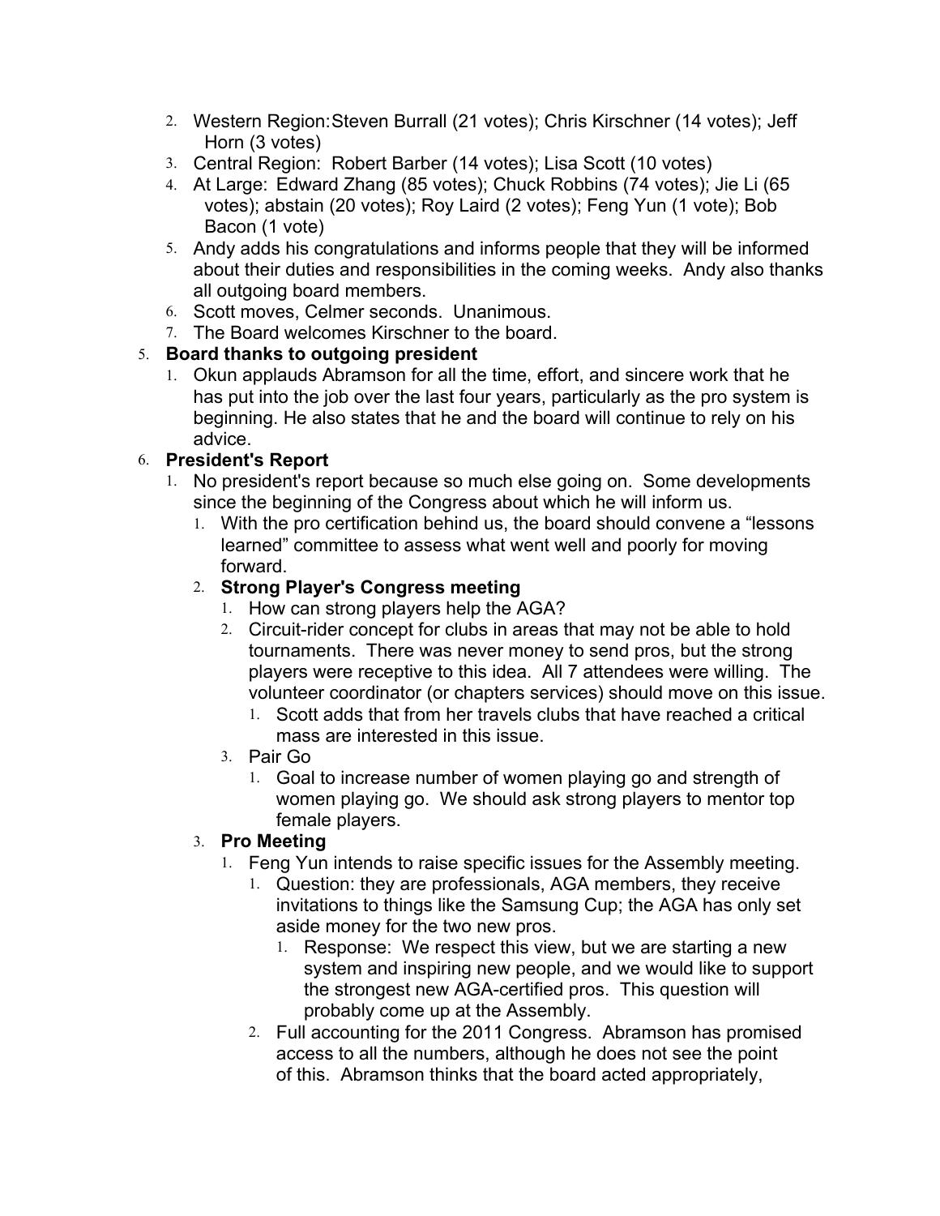2. Western Region: Steven Burrall (21 votes); Chris Kirschner (14 votes); Jeff Horn (3 votes)
3. Central Region: Robert Barber (14 votes); Lisa Scott (10 votes)
4. At Large: Edward Zhang (85 votes); Chuck Robbins (74 votes); Jie Li (65 votes); abstain (20 votes); Roy Laird (2 votes); Feng Yun (1 vote); Bob Bacon (1 vote)
5. Andy adds his congratulations and informs people that they will be informed about their duties and responsibilities in the coming weeks. Andy also thanks all outgoing board members.
6. Scott moves, Celmer seconds. Unanimous.
7. The Board welcomes Kirschner to the board.

5. **Board thanks to outgoing president**
   1. Okun applauds Abramson for all the time, effort, and sincere work that he has put into the job over the last four years, particularly as the pro system is beginning. He also states that he and the board will continue to rely on his advice.

6. **President's Report**
   1. No president's report because so much else going on. Some developments since the beginning of the Congress about which he will inform us.
      1. With the pro certification behind us, the board should convene a "lessons learned" committee to assess what went well and poorly for moving forward.
      2. **Strong Player's Congress meeting**
         1. How can strong players help the AGA?
         2. Circuit-rider concept for clubs in areas that may not be able to hold tournaments. There was never money to send pros, but the strong players were receptive to this idea. All 7 attendees were willing. The volunteer coordinator (or chapters services) should move on this issue.
            1. Scott adds that from her travels clubs that have reached a critical mass are interested in this issue.
         3. Pair Go
            1. Goal to increase number of women playing go and strength of women playing go. We should ask strong players to mentor top female players.
      3. **Pro Meeting**
         1. Feng Yun intends to raise specific issues for the Assembly meeting.
            1. Question: they are professionals, AGA members, they receive invitations to things like the Samsung Cup; the AGA has only set aside money for the two new pros.
               1. Response: We respect this view, but we are starting a new system and inspiring new people, and we would like to support the strongest new AGA-certified pros. This question will probably come up at the Assembly.
            2. Full accounting for the 2011 Congress. Abramson has promised access to all the numbers, although he does not see the point of this. Abramson thinks that the board acted appropriately,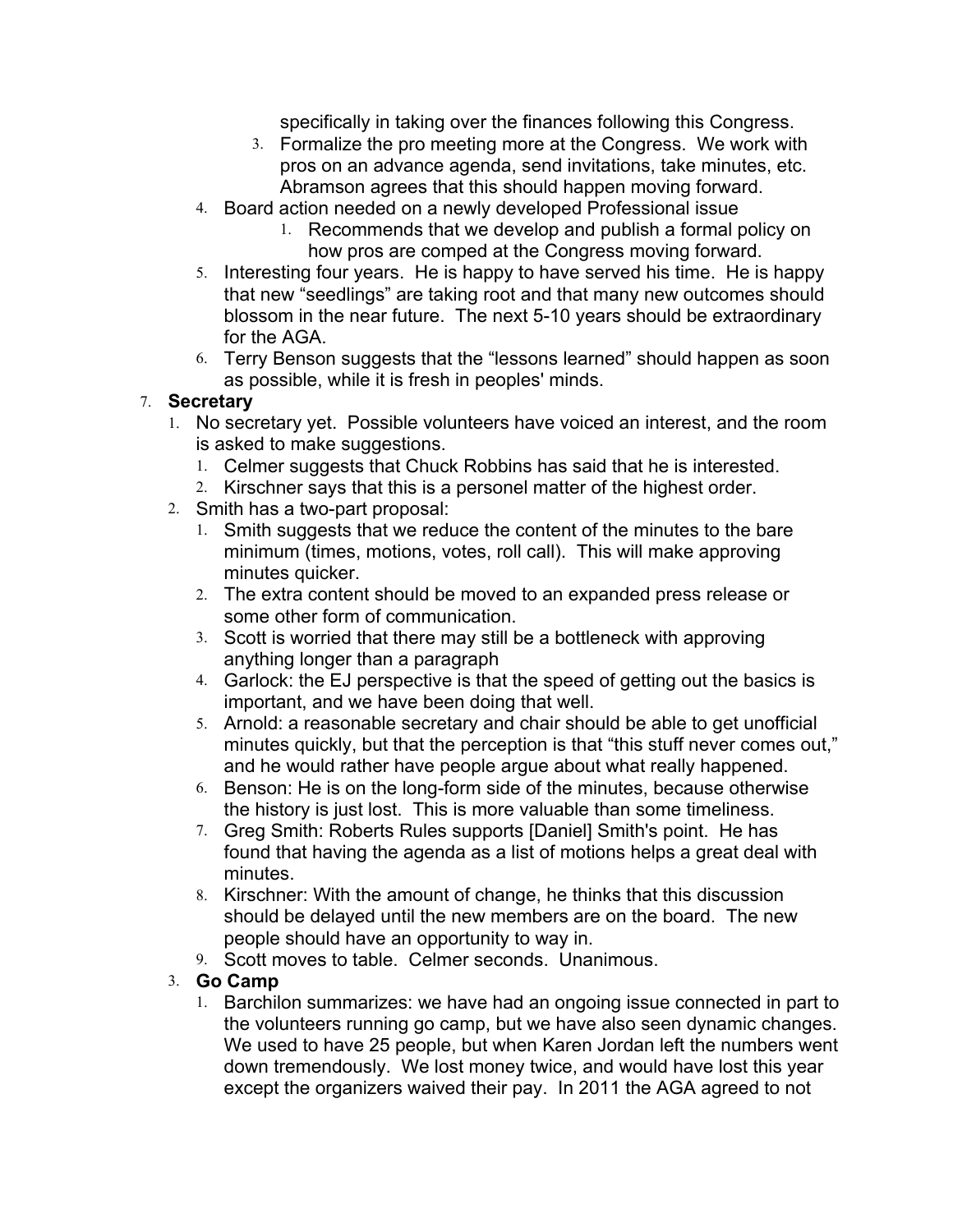specifically in taking over the finances following this Congress.

      3. Formalize the pro meeting more at the Congress. We work with pros on an advance agenda, send invitations, take minutes, etc. Abramson agrees that this should happen moving forward.
   4. Board action needed on a newly developed Professional issue
      1. Recommends that we develop and publish a formal policy on how pros are comped at the Congress moving forward.
   5. Interesting four years. He is happy to have served his time. He is happy that new "seedlings" are taking root and that many new outcomes should blossom in the near future. The next 5-10 years should be extraordinary for the AGA.
   6. Terry Benson suggests that the "lessons learned" should happen as soon as possible, while it is fresh in peoples' minds.

7. **Secretary**
   1. No secretary yet. Possible volunteers have voiced an interest, and the room is asked to make suggestions.
      1. Celmer suggests that Chuck Robbins has said that he is interested.
      2. Kirschner says that this is a personel matter of the highest order.
   2. Smith has a two-part proposal:
      1. Smith suggests that we reduce the content of the minutes to the bare minimum (times, motions, votes, roll call). This will make approving minutes quicker.
      2. The extra content should be moved to an expanded press release or some other form of communication.
      3. Scott is worried that there may still be a bottleneck with approving anything longer than a paragraph
      4. Garlock: the EJ perspective is that the speed of getting out the basics is important, and we have been doing that well.
      5. Arnold: a reasonable secretary and chair should be able to get unofficial minutes quickly, but that the perception is that "this stuff never comes out," and he would rather have people argue about what really happened.
      6. Benson: He is on the long-form side of the minutes, because otherwise the history is just lost. This is more valuable than some timeliness.
      7. Greg Smith: Roberts Rules supports [Daniel] Smith's point. He has found that having the agenda as a list of motions helps a great deal with minutes.
      8. Kirschner: With the amount of change, he thinks that this discussion should be delayed until the new members are on the board. The new people should have an opportunity to way in.
      9. Scott moves to table. Celmer seconds. Unanimous.
   3. **Go Camp**
      1. Barchilon summarizes: we have had an ongoing issue connected in part to the volunteers running go camp, but we have also seen dynamic changes. We used to have 25 people, but when Karen Jordan left the numbers went down tremendously. We lost money twice, and would have lost this year except the organizers waived their pay. In 2011 the AGA agreed to not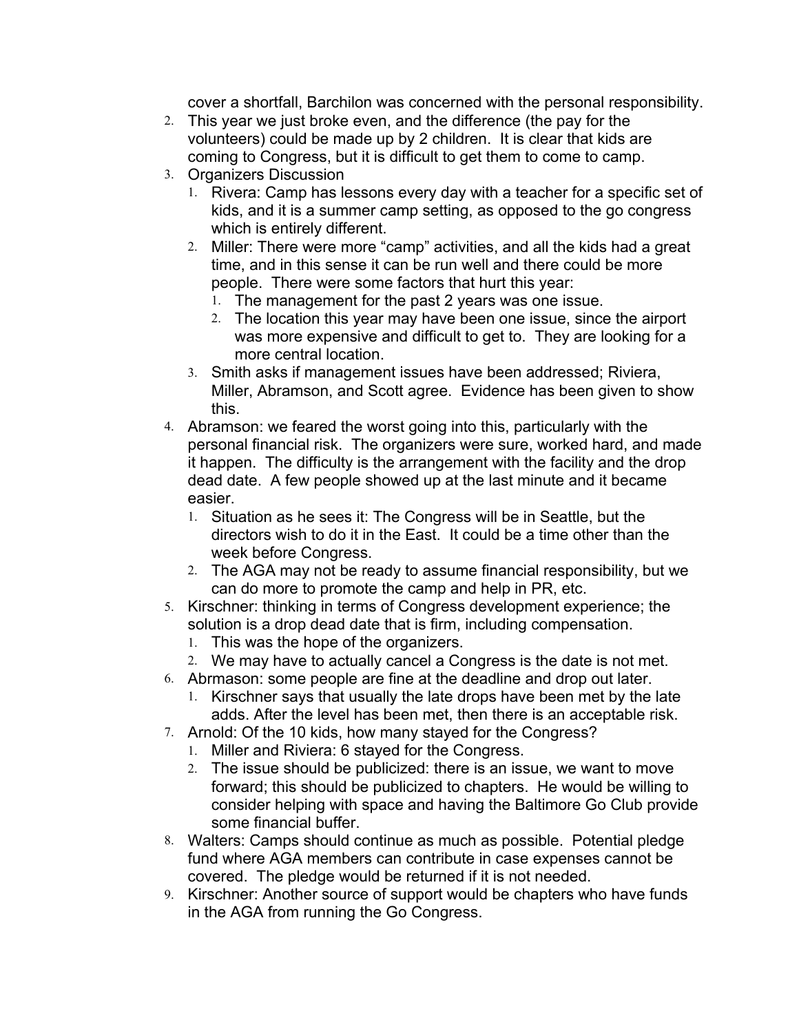cover a shortfall, Barchilon was concerned with the personal responsibility.

2. This year we just broke even, and the difference (the pay for the volunteers) could be made up by 2 children. It is clear that kids are coming to Congress, but it is difficult to get them to come to camp.
3. Organizers Discussion
    1. Rivera: Camp has lessons every day with a teacher for a specific set of kids, and it is a summer camp setting, as opposed to the go congress which is entirely different.
    2. Miller: There were more “camp” activities, and all the kids had a great time, and in this sense it can be run well and there could be more people. There were some factors that hurt this year:
        1. The management for the past 2 years was one issue.
        2. The location this year may have been one issue, since the airport was more expensive and difficult to get to. They are looking for a more central location.
    3. Smith asks if management issues have been addressed; Riviera, Miller, Abramson, and Scott agree. Evidence has been given to show this.
4. Abramson: we feared the worst going into this, particularly with the personal financial risk. The organizers were sure, worked hard, and made it happen. The difficulty is the arrangement with the facility and the drop dead date. A few people showed up at the last minute and it became easier.
    1. Situation as he sees it: The Congress will be in Seattle, but the directors wish to do it in the East. It could be a time other than the week before Congress.
    2. The AGA may not be ready to assume financial responsibility, but we can do more to promote the camp and help in PR, etc.
5. Kirschner: thinking in terms of Congress development experience; the solution is a drop dead date that is firm, including compensation.
    1. This was the hope of the organizers.
    2. We may have to actually cancel a Congress is the date is not met.
6. Abrmason: some people are fine at the deadline and drop out later.
    1. Kirschner says that usually the late drops have been met by the late adds. After the level has been met, then there is an acceptable risk.
7. Arnold: Of the 10 kids, how many stayed for the Congress?
    1. Miller and Riviera: 6 stayed for the Congress.
    2. The issue should be publicized: there is an issue, we want to move forward; this should be publicized to chapters. He would be willing to consider helping with space and having the Baltimore Go Club provide some financial buffer.
8. Walters: Camps should continue as much as possible. Potential pledge fund where AGA members can contribute in case expenses cannot be covered. The pledge would be returned if it is not needed.
9. Kirschner: Another source of support would be chapters who have funds in the AGA from running the Go Congress.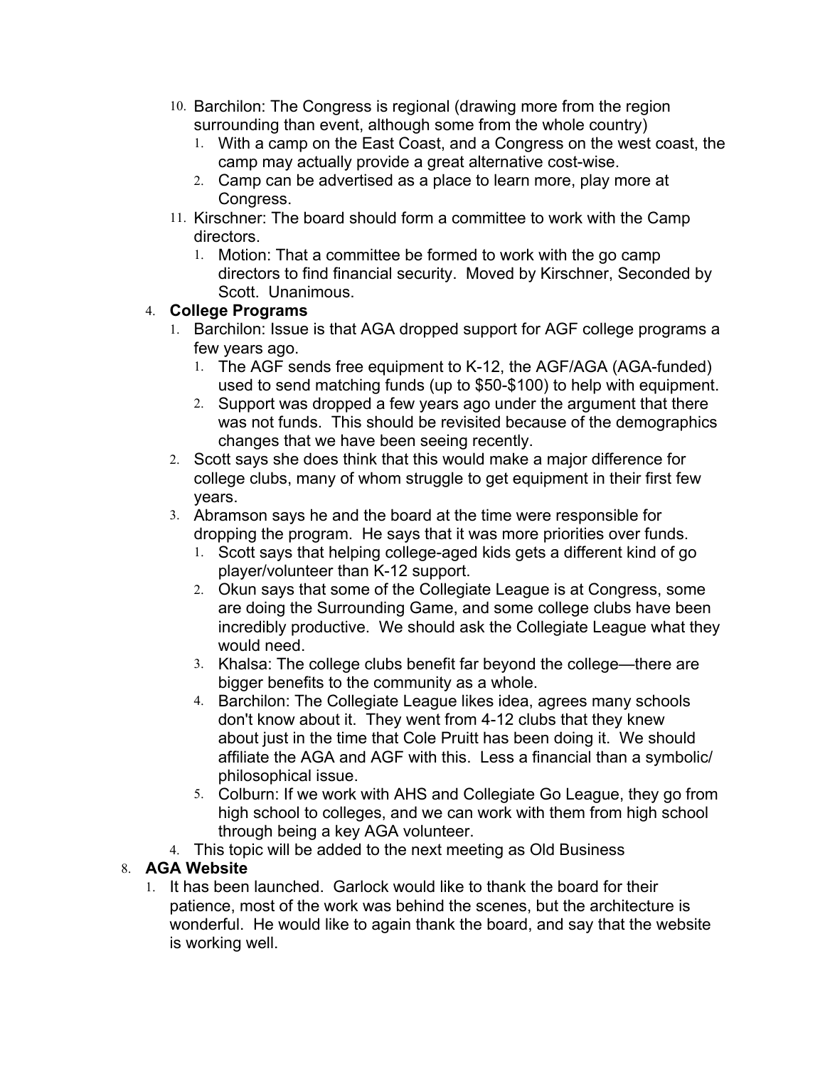10. Barchilon: The Congress is regional (drawing more from the region surrounding than event, although some from the whole country)
    1. With a camp on the East Coast, and a Congress on the west coast, the camp may actually provide a great alternative cost-wise.
    2. Camp can be advertised as a place to learn more, play more at Congress.
11. Kirschner: The board should form a committee to work with the Camp directors.
    1. Motion: That a committee be formed to work with the go camp directors to find financial security. Moved by Kirschner, Seconded by Scott. Unanimous.

4. **College Programs**
   1. Barchilon: Issue is that AGA dropped support for AGF college programs a few years ago.
      1. The AGF sends free equipment to K-12, the AGF/AGA (AGA-funded) used to send matching funds (up to $50-$100) to help with equipment.
      2. Support was dropped a few years ago under the argument that there was not funds. This should be revisited because of the demographics changes that we have been seeing recently.
   2. Scott says she does think that this would make a major difference for college clubs, many of whom struggle to get equipment in their first few years.
   3. Abramson says he and the board at the time were responsible for dropping the program. He says that it was more priorities over funds.
      1. Scott says that helping college-aged kids gets a different kind of go player/volunteer than K-12 support.
      2. Okun says that some of the Collegiate League is at Congress, some are doing the Surrounding Game, and some college clubs have been incredibly productive. We should ask the Collegiate League what they would need.
      3. Khalsa: The college clubs benefit far beyond the college—there are bigger benefits to the community as a whole.
      4. Barchilon: The Collegiate League likes idea, agrees many schools don't know about it. They went from 4-12 clubs that they knew about just in the time that Cole Pruitt has been doing it. We should affiliate the AGA and AGF with this. Less a financial than a symbolic/ philosophical issue.
      5. Colburn: If we work with AHS and Collegiate Go League, they go from high school to colleges, and we can work with them from high school through being a key AGA volunteer.
   4. This topic will be added to the next meeting as Old Business

8. **AGA Website**
   1. It has been launched. Garlock would like to thank the board for their patience, most of the work was behind the scenes, but the architecture is wonderful. He would like to again thank the board, and say that the website is working well.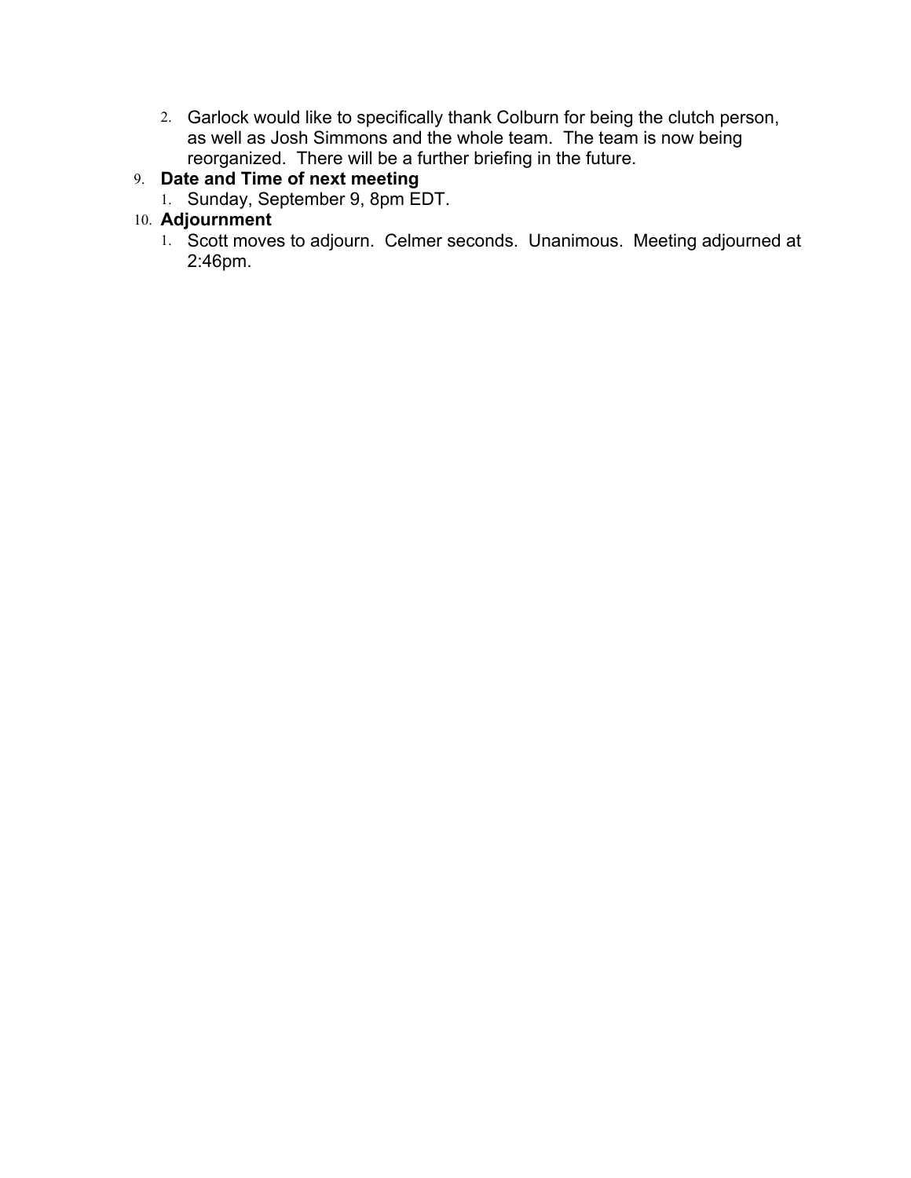2. Garlock would like to specifically thank Colburn for being the clutch person, as well as Josh Simmons and the whole team. The team is now being reorganized. There will be a further briefing in the future.

9. **Date and Time of next meeting**
    1. Sunday, September 9, 8pm EDT.
10. **Adjournment**
    1. Scott moves to adjourn. Celmer seconds. Unanimous. Meeting adjourned at 2:46pm.